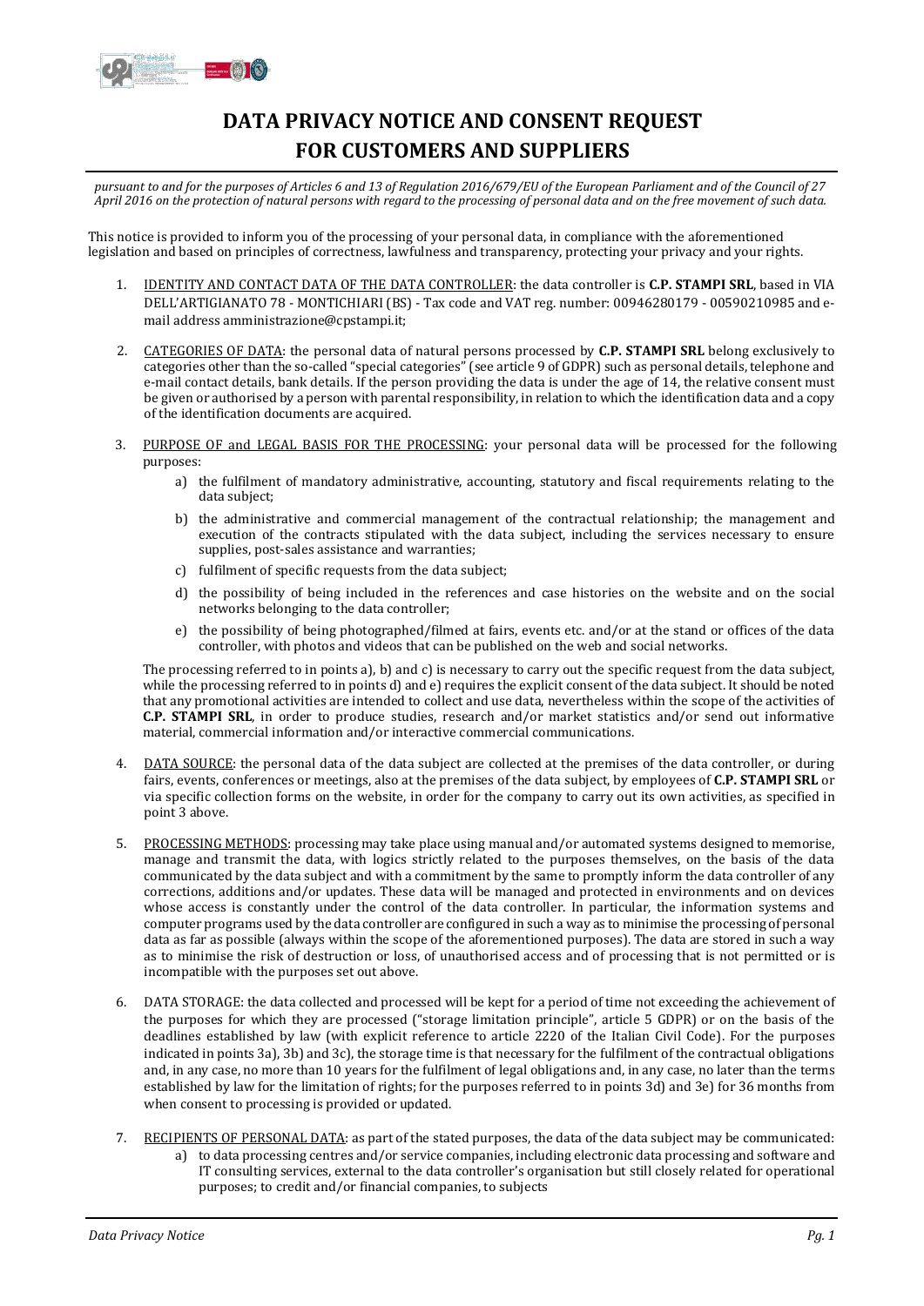# DATA PRIVACY NOTICE AND CONSENT REQUEST FOR CUSTOMERS AND SUPPLIERS

*pursuant to and for the purposes of Articles 6 and 13 of Regulation 2016/679/EU of the European Parliament and of the Council of 27 April 2016 on the protection of natural persons with regard to the processing of personal data and on the free movement of such data.*

This notice is provided to inform you of the processing of your personal data, in compliance with the aforementioned legislation and based on principles of correctness, lawfulness and transparency, protecting your privacy and your rights.

1. IDENTITY AND CONTACT DATA OF THE DATA CONTROLLER: the data controller is **C.P. STAMPI SRL**, based in VIA DELL'ARTIGIANATO 78 - MONTICHIARI (BS) - Tax code and VAT reg. number: 00946280179 - 00590210985 and e-mail address amministrazione@cpstampi.it;

2. CATEGORIES OF DATA: the personal data of natural persons processed by **C.P. STAMPI SRL** belong exclusively to categories other than the so-called "special categories" (see article 9 of GDPR) such as personal details, telephone and e-mail contact details, bank details. If the person providing the data is under the age of 14, the relative consent must be given or authorised by a person with parental responsibility, in relation to which the identification data and a copy of the identification documents are acquired.

3. PURPOSE OF and LEGAL BASIS FOR THE PROCESSING: your personal data will be processed for the following purposes:
   a) the fulfilment of mandatory administrative, accounting, statutory and fiscal requirements relating to the data subject;
   b) the administrative and commercial management of the contractual relationship; the management and execution of the contracts stipulated with the data subject, including the services necessary to ensure supplies, post-sales assistance and warranties;
   c) fulfilment of specific requests from the data subject;
   d) the possibility of being included in the references and case histories on the website and on the social networks belonging to the data controller;
   e) the possibility of being photographed/filmed at fairs, events etc. and/or at the stand or offices of the data controller, with photos and videos that can be published on the web and social networks.

   The processing referred to in points a), b) and c) is necessary to carry out the specific request from the data subject, while the processing referred to in points d) and e) requires the explicit consent of the data subject. It should be noted that any promotional activities are intended to collect and use data, nevertheless within the scope of the activities of **C.P. STAMPI SRL**, in order to produce studies, research and/or market statistics and/or send out informative material, commercial information and/or interactive commercial communications.

4. DATA SOURCE: the personal data of the data subject are collected at the premises of the data controller, or during fairs, events, conferences or meetings, also at the premises of the data subject, by employees of **C.P. STAMPI SRL** or via specific collection forms on the website, in order for the company to carry out its own activities, as specified in point 3 above.

5. PROCESSING METHODS: processing may take place using manual and/or automated systems designed to memorise, manage and transmit the data, with logics strictly related to the purposes themselves, on the basis of the data communicated by the data subject and with a commitment by the same to promptly inform the data controller of any corrections, additions and/or updates. These data will be managed and protected in environments and on devices whose access is constantly under the control of the data controller. In particular, the information systems and computer programs used by the data controller are configured in such a way as to minimise the processing of personal data as far as possible (always within the scope of the aforementioned purposes). The data are stored in such a way as to minimise the risk of destruction or loss, of unauthorised access and of processing that is not permitted or is incompatible with the purposes set out above.

6. DATA STORAGE: the data collected and processed will be kept for a period of time not exceeding the achievement of the purposes for which they are processed ("storage limitation principle", article 5 GDPR) or on the basis of the deadlines established by law (with explicit reference to article 2220 of the Italian Civil Code). For the purposes indicated in points 3a), 3b) and 3c), the storage time is that necessary for the fulfilment of the contractual obligations and, in any case, no more than 10 years for the fulfilment of legal obligations and, in any case, no later than the terms established by law for the limitation of rights; for the purposes referred to in points 3d) and 3e) for 36 months from when consent to processing is provided or updated.

7. RECIPIENTS OF PERSONAL DATA: as part of the stated purposes, the data of the data subject may be communicated:
   a) to data processing centres and/or service companies, including electronic data processing and software and IT consulting services, external to the data controller's organisation but still closely related for operational purposes; to credit and/or financial companies, to subjects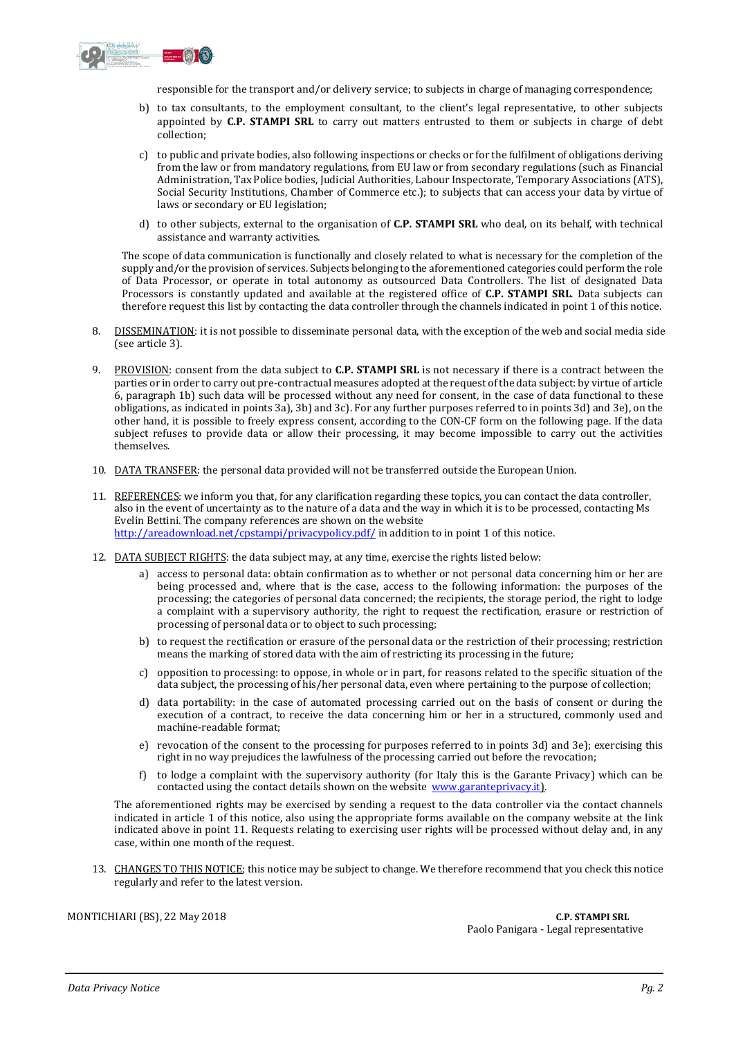responsible for the transport and/or delivery service; to subjects in charge of managing correspondence;

b) to tax consultants, to the employment consultant, to the client's legal representative, to other subjects appointed by **C.P. STAMPI SRL** to carry out matters entrusted to them or subjects in charge of debt collection;

c) to public and private bodies, also following inspections or checks or for the fulfilment of obligations deriving from the law or from mandatory regulations, from EU law or from secondary regulations (such as Financial Administration, Tax Police bodies, Judicial Authorities, Labour Inspectorate, Temporary Associations (ATS), Social Security Institutions, Chamber of Commerce etc.); to subjects that can access your data by virtue of laws or secondary or EU legislation;

d) to other subjects, external to the organisation of **C.P. STAMPI SRL** who deal, on its behalf, with technical assistance and warranty activities.

The scope of data communication is functionally and closely related to what is necessary for the completion of the supply and/or the provision of services. Subjects belonging to the aforementioned categories could perform the role of Data Processor, or operate in total autonomy as outsourced Data Controllers. The list of designated Data Processors is constantly updated and available at the registered office of **C.P. STAMPI SRL**. Data subjects can therefore request this list by contacting the data controller through the channels indicated in point 1 of this notice.

8. DISSEMINATION: it is not possible to disseminate personal data, with the exception of the web and social media side (see article 3).

9. PROVISION: consent from the data subject to **C.P. STAMPI SRL** is not necessary if there is a contract between the parties or in order to carry out pre-contractual measures adopted at the request of the data subject: by virtue of article 6, paragraph 1b) such data will be processed without any need for consent, in the case of data functional to these obligations, as indicated in points 3a), 3b) and 3c). For any further purposes referred to in points 3d) and 3e), on the other hand, it is possible to freely express consent, according to the CON-CF form on the following page. If the data subject refuses to provide data or allow their processing, it may become impossible to carry out the activities themselves.

10. DATA TRANSFER: the personal data provided will not be transferred outside the European Union.

11. REFERENCES: we inform you that, for any clarification regarding these topics, you can contact the data controller, also in the event of uncertainty as to the nature of a data and the way in which it is to be processed, contacting Ms Evelin Bettini. The company references are shown on the website http://areadownload.net/cpstampi/privacypolicy.pdf/ in addition to in point 1 of this notice.

12. DATA SUBJECT RIGHTS: the data subject may, at any time, exercise the rights listed below:

    a) access to personal data: obtain confirmation as to whether or not personal data concerning him or her are being processed and, where that is the case, access to the following information: the purposes of the processing; the categories of personal data concerned; the recipients, the storage period, the right to lodge a complaint with a supervisory authority, the right to request the rectification, erasure or restriction of processing of personal data or to object to such processing;

    b) to request the rectification or erasure of the personal data or the restriction of their processing; restriction means the marking of stored data with the aim of restricting its processing in the future;

    c) opposition to processing: to oppose, in whole or in part, for reasons related to the specific situation of the data subject, the processing of his/her personal data, even where pertaining to the purpose of collection;

    d) data portability: in the case of automated processing carried out on the basis of consent or during the execution of a contract, to receive the data concerning him or her in a structured, commonly used and machine-readable format;

    e) revocation of the consent to the processing for purposes referred to in points 3d) and 3e); exercising this right in no way prejudices the lawfulness of the processing carried out before the revocation;

    f) to lodge a complaint with the supervisory authority (for Italy this is the Garante Privacy) which can be contacted using the contact details shown on the website www.garanteprivacy.it).

    The aforementioned rights may be exercised by sending a request to the data controller via the contact channels indicated in article 1 of this notice, also using the appropriate forms available on the company website at the link indicated above in point 11. Requests relating to exercising user rights will be processed without delay and, in any case, within one month of the request.

13. CHANGES TO THIS NOTICE; this notice may be subject to change. We therefore recommend that you check this notice regularly and refer to the latest version.

MONTICHIARI (BS), 22 May 2018

**C.P. STAMPI SRL**
Paolo Panigara - Legal representative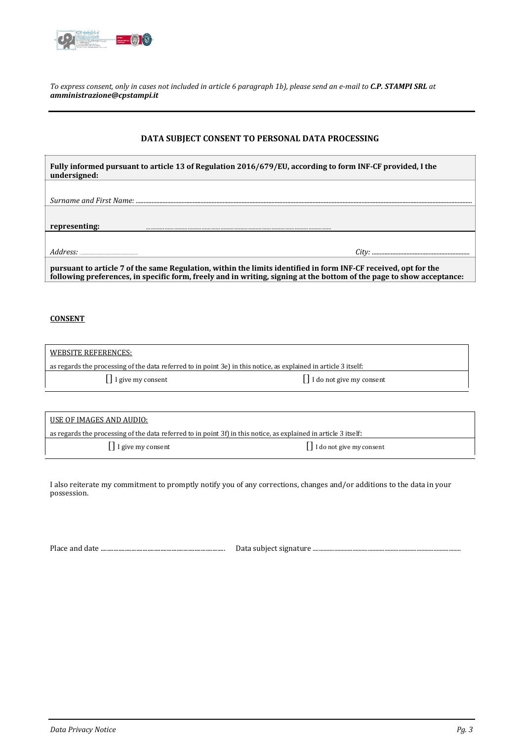*To express consent, only in cases not included in article 6 paragraph 1b), please send an e-mail to **C.P. STAMPI SRL** at **amministrazione@cpstampi.it***

---

**DATA SUBJECT CONSENT TO PERSONAL DATA PROCESSING**

**Fully informed pursuant to article 13 of Regulation 2016/679/EU, according to form INF-CF provided, I the undersigned:**

*Surname and First Name:* ........................................................................................................

**representing:** ........................................................................................................

*Address:* ............................ *City:* ..............................................................

**pursuant to article 7 of the same Regulation, within the limits identified in form INF-CF received, opt for the following preferences, in specific form, freely and in writing, signing at the bottom of the page to show acceptance:**

**<u>CONSENT</u>**

| | |
|---|---|
| <u>WEBSITE REFERENCES:</u> | |
| as regards the processing of the data referred to in point 3e) in this notice, as explained in article 3 itself: | |
| [] I give my consent | [] I do not give my consent |

| | |
|---|---|
| <u>USE OF IMAGES AND AUDIO:</u> | |
| as regards the processing of the data referred to in point 3f) in this notice, as explained in article 3 itself: | |
| [] I give my consent | [] I do not give my consent |

I also reiterate my commitment to promptly notify you of any corrections, changes and/or additions to the data in your possession.

Place and date ..................................................................... Data subject signature .....................................................................